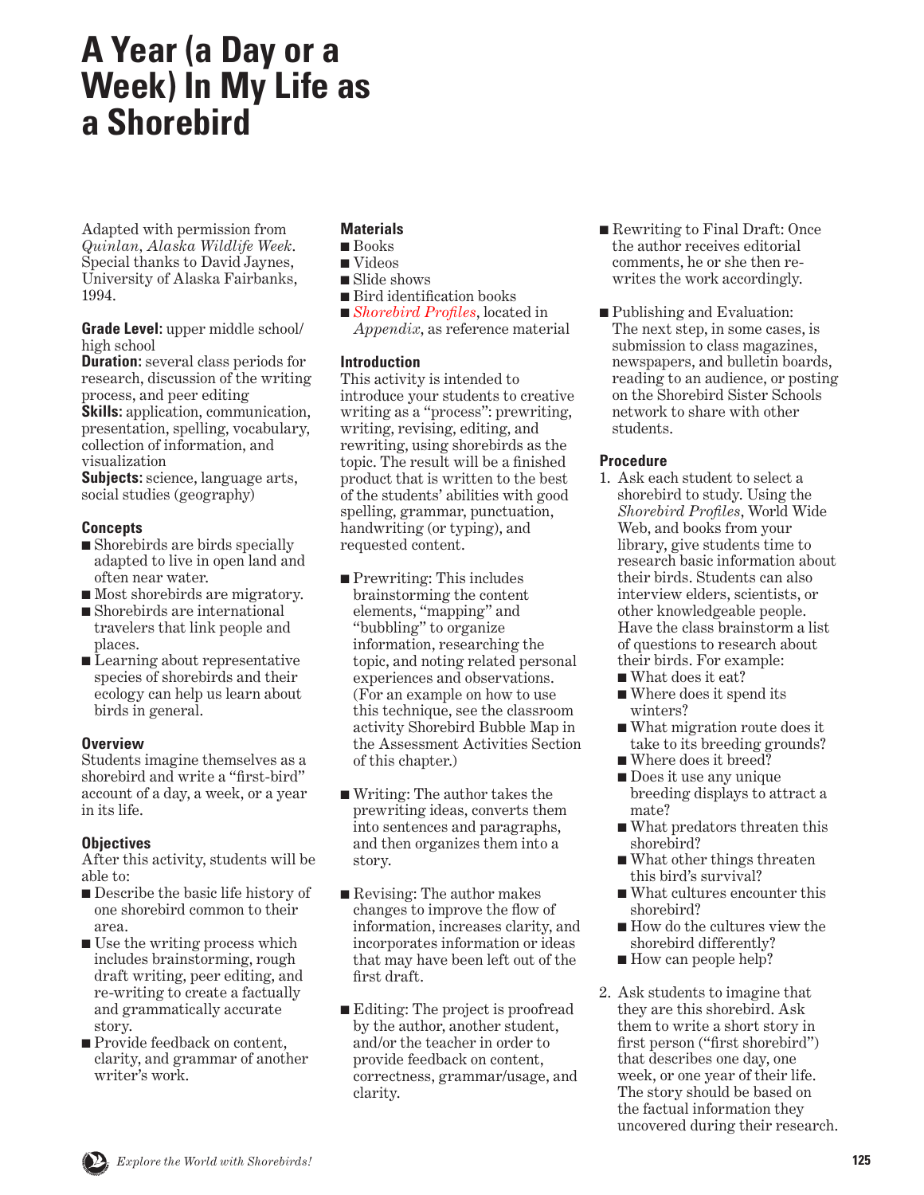# A Year (a Day or a Week) In My Life as a Shorebird

Adapted with permission from *Quinlan, Alaska Wildlife Week*. Special thanks to David Jaynes, University of Alaska Fairbanks, 1994.

**Grade Level:** upper middle school/ high school
**Duration:** several class periods for research, discussion of the writing process, and peer editing
**Skills:** application, communication, presentation, spelling, vocabulary, collection of information, and visualization
**Subjects:** science, language arts, social studies (geography)

### Concepts

- Shorebirds are birds specially adapted to live in open land and often near water.
- Most shorebirds are migratory.
- Shorebirds are international travelers that link people and places.
- Learning about representative species of shorebirds and their ecology can help us learn about birds in general.

### Overview

Students imagine themselves as a shorebird and write a "first-bird" account of a day, a week, or a year in its life.

### Objectives

After this activity, students will be able to:

- Describe the basic life history of one shorebird common to their area.
- Use the writing process which includes brainstorming, rough draft writing, peer editing, and re-writing to create a factually and grammatically accurate story.
- Provide feedback on content, clarity, and grammar of another writer's work.

### Materials

- Books
- Videos
- Slide shows
- Bird identification books
- *Shorebird Profiles*, located in *Appendix*, as reference material

### Introduction

This activity is intended to introduce your students to creative writing as a "process": prewriting, writing, revising, editing, and rewriting, using shorebirds as the topic. The result will be a finished product that is written to the best of the students' abilities with good spelling, grammar, punctuation, handwriting (or typing), and requested content.

- Prewriting: This includes brainstorming the content elements, "mapping" and "bubbling" to organize information, researching the topic, and noting related personal experiences and observations. (For an example on how to use this technique, see the classroom activity Shorebird Bubble Map in the Assessment Activities Section of this chapter.)
- Writing: The author takes the prewriting ideas, converts them into sentences and paragraphs, and then organizes them into a story.
- Revising: The author makes changes to improve the flow of information, increases clarity, and incorporates information or ideas that may have been left out of the first draft.
- Editing: The project is proofread by the author, another student, and/or the teacher in order to provide feedback on content, correctness, grammar/usage, and clarity.
- Rewriting to Final Draft: Once the author receives editorial comments, he or she then re-writes the work accordingly.
- Publishing and Evaluation: The next step, in some cases, is submission to class magazines, newspapers, and bulletin boards, reading to an audience, or posting on the Shorebird Sister Schools network to share with other students.

### Procedure

1. Ask each student to select a shorebird to study. Using the *Shorebird Profiles*, World Wide Web, and books from your library, give students time to research basic information about their birds. Students can also interview elders, scientists, or other knowledgeable people. Have the class brainstorm a list of questions to research about their birds. For example:
   - What does it eat?
   - Where does it spend its winters?
   - What migration route does it take to its breeding grounds?
   - Where does it breed?
   - Does it use any unique breeding displays to attract a mate?
   - What predators threaten this shorebird?
   - What other things threaten this bird's survival?
   - What cultures encounter this shorebird?
   - How do the cultures view the shorebird differently?
   - How can people help?

2. Ask students to imagine that they are this shorebird. Ask them to write a short story in first person ("first shorebird") that describes one day, one week, or one year of their life. The story should be based on the factual information they uncovered during their research.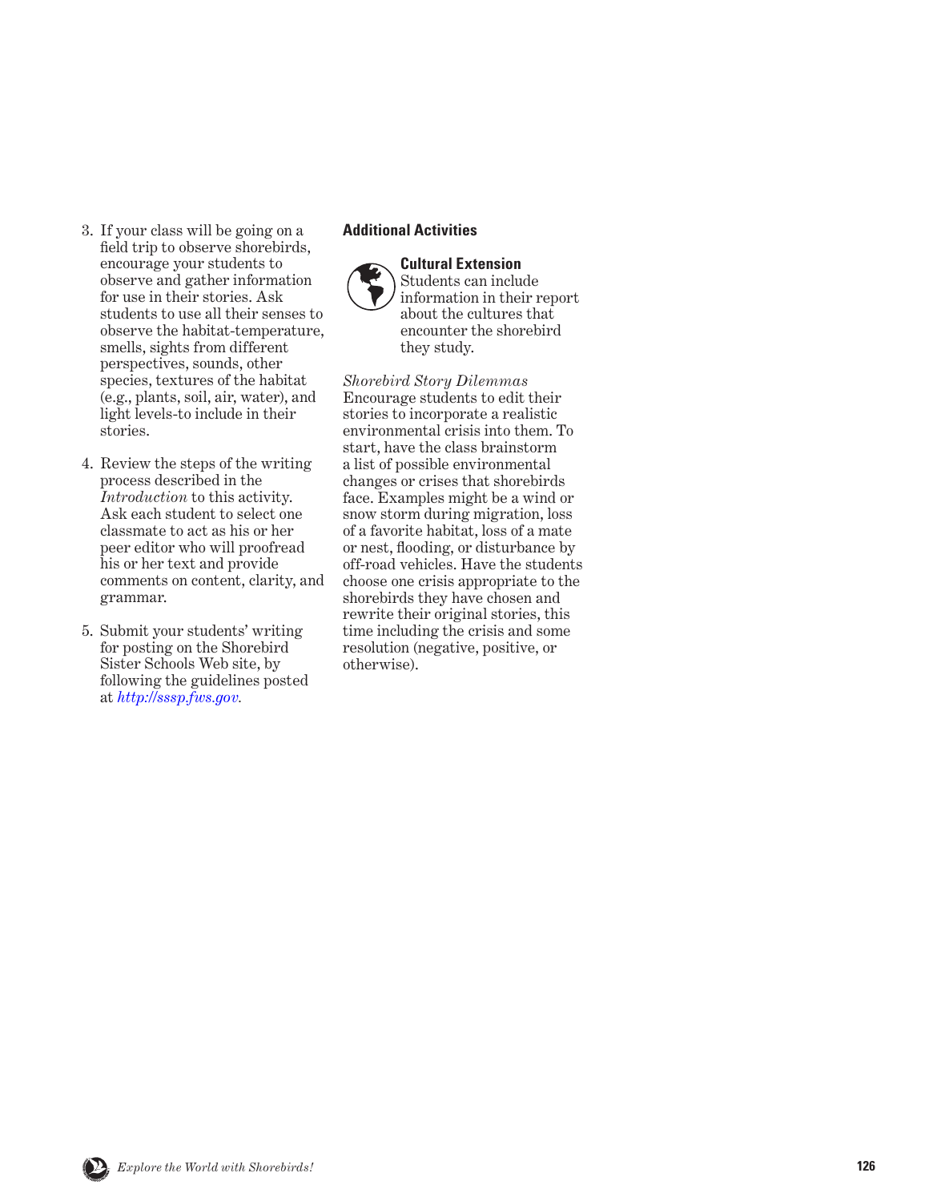3. If your class will be going on a field trip to observe shorebirds, encourage your students to observe and gather information for use in their stories. Ask students to use all their senses to observe the habitat-temperature, smells, sights from different perspectives, sounds, other species, textures of the habitat (e.g., plants, soil, air, water), and light levels-to include in their stories.

4. Review the steps of the writing process described in the *Introduction* to this activity. Ask each student to select one classmate to act as his or her peer editor who will proofread his or her text and provide comments on content, clarity, and grammar.

5. Submit your students' writing for posting on the Shorebird Sister Schools Web site, by following the guidelines posted at http://sssp.fws.gov.

### Additional Activities

**Cultural Extension**
Students can include information in their report about the cultures that encounter the shorebird they study.

*Shorebird Story Dilemmas*
Encourage students to edit their stories to incorporate a realistic environmental crisis into them. To start, have the class brainstorm a list of possible environmental changes or crises that shorebirds face. Examples might be a wind or snow storm during migration, loss of a favorite habitat, loss of a mate or nest, flooding, or disturbance by off-road vehicles. Have the students choose one crisis appropriate to the shorebirds they have chosen and rewrite their original stories, this time including the crisis and some resolution (negative, positive, or otherwise).